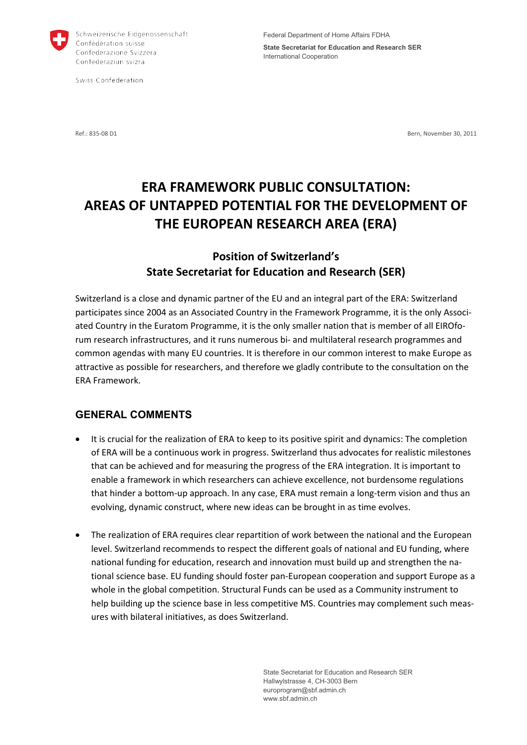Schweizerische Eidgenossenschaft
Confédération suisse
Confederazione Svizzera
Confederaziun svizra

Swiss Confederation

Federal Department of Home Affairs FDHA

**State Secretariat for Education and Research SER**
International Cooperation

Ref.: 835-08 D1

Bern, November 30, 2011

# ERA FRAMEWORK PUBLIC CONSULTATION: AREAS OF UNTAPPED POTENTIAL FOR THE DEVELOPMENT OF THE EUROPEAN RESEARCH AREA (ERA)

## Position of Switzerland's State Secretariat for Education and Research (SER)

Switzerland is a close and dynamic partner of the EU and an integral part of the ERA: Switzerland participates since 2004 as an Associated Country in the Framework Programme, it is the only Associated Country in the Euratom Programme, it is the only smaller nation that is member of all EIROforum research infrastructures, and it runs numerous bi- and multilateral research programmes and common agendas with many EU countries. It is therefore in our common interest to make Europe as attractive as possible for researchers, and therefore we gladly contribute to the consultation on the ERA Framework.

## GENERAL COMMENTS

- It is crucial for the realization of ERA to keep to its positive spirit and dynamics: The completion of ERA will be a continuous work in progress. Switzerland thus advocates for realistic milestones that can be achieved and for measuring the progress of the ERA integration. It is important to enable a framework in which researchers can achieve excellence, not burdensome regulations that hinder a bottom-up approach. In any case, ERA must remain a long-term vision and thus an evolving, dynamic construct, where new ideas can be brought in as time evolves.

- The realization of ERA requires clear repartition of work between the national and the European level. Switzerland recommends to respect the different goals of national and EU funding, where national funding for education, research and innovation must build up and strengthen the national science base. EU funding should foster pan-European cooperation and support Europe as a whole in the global competition. Structural Funds can be used as a Community instrument to help building up the science base in less competitive MS. Countries may complement such measures with bilateral initiatives, as does Switzerland.

State Secretariat for Education and Research SER
Hallwylstrasse 4, CH-3003 Bern
europrogram@sbf.admin.ch
www.sbf.admin.ch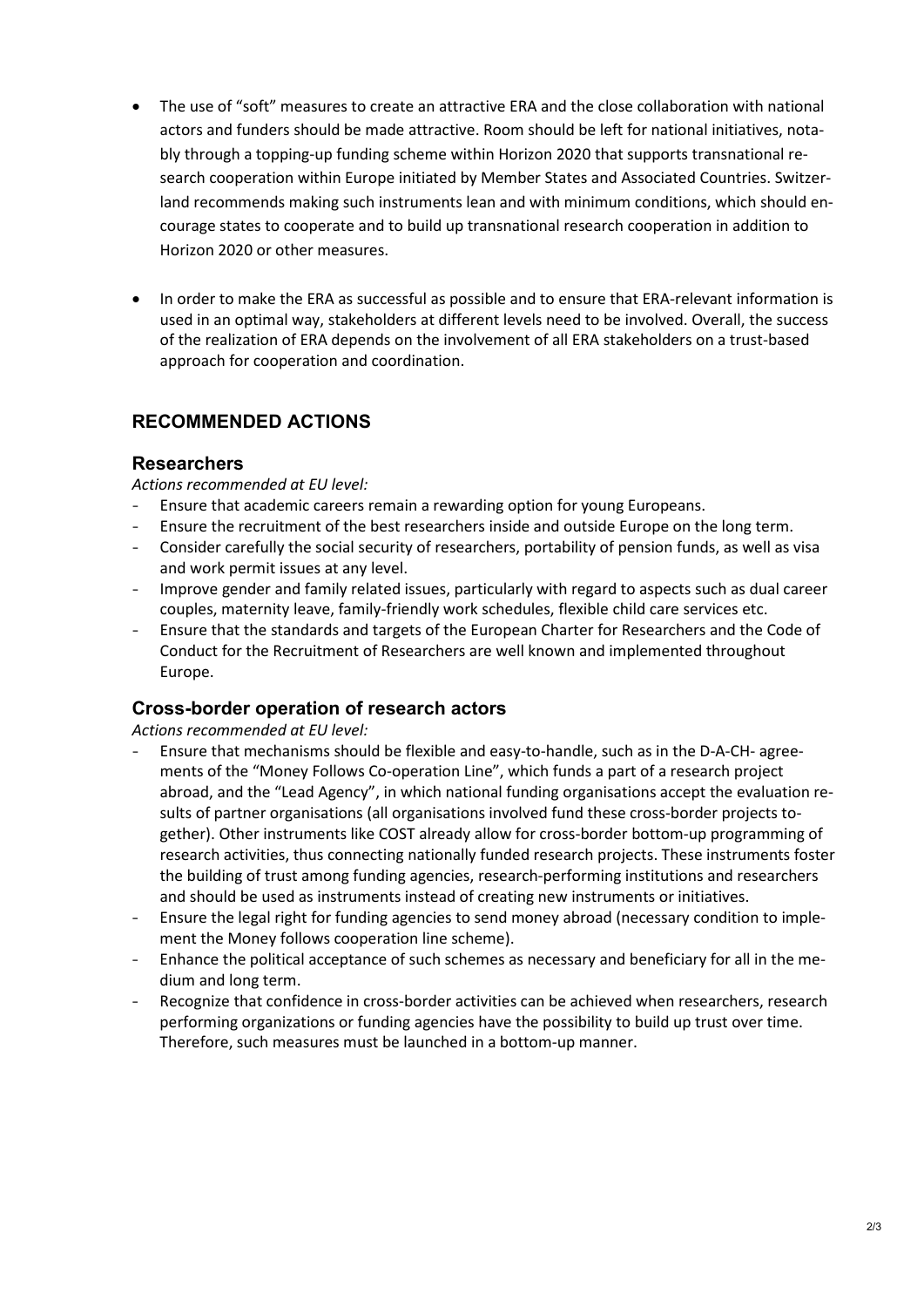- The use of "soft" measures to create an attractive ERA and the close collaboration with national actors and funders should be made attractive. Room should be left for national initiatives, notably through a topping-up funding scheme within Horizon 2020 that supports transnational research cooperation within Europe initiated by Member States and Associated Countries. Switzerland recommends making such instruments lean and with minimum conditions, which should encourage states to cooperate and to build up transnational research cooperation in addition to Horizon 2020 or other measures.

- In order to make the ERA as successful as possible and to ensure that ERA-relevant information is used in an optimal way, stakeholders at different levels need to be involved. Overall, the success of the realization of ERA depends on the involvement of all ERA stakeholders on a trust-based approach for cooperation and coordination.

## RECOMMENDED ACTIONS

### Researchers

*Actions recommended at EU level:*

- Ensure that academic careers remain a rewarding option for young Europeans.
- Ensure the recruitment of the best researchers inside and outside Europe on the long term.
- Consider carefully the social security of researchers, portability of pension funds, as well as visa and work permit issues at any level.
- Improve gender and family related issues, particularly with regard to aspects such as dual career couples, maternity leave, family-friendly work schedules, flexible child care services etc.
- Ensure that the standards and targets of the European Charter for Researchers and the Code of Conduct for the Recruitment of Researchers are well known and implemented throughout Europe.

### Cross-border operation of research actors

*Actions recommended at EU level:*

- Ensure that mechanisms should be flexible and easy-to-handle, such as in the D-A-CH- agreements of the "Money Follows Co-operation Line", which funds a part of a research project abroad, and the "Lead Agency", in which national funding organisations accept the evaluation results of partner organisations (all organisations involved fund these cross-border projects together). Other instruments like COST already allow for cross-border bottom-up programming of research activities, thus connecting nationally funded research projects. These instruments foster the building of trust among funding agencies, research-performing institutions and researchers and should be used as instruments instead of creating new instruments or initiatives.
- Ensure the legal right for funding agencies to send money abroad (necessary condition to implement the Money follows cooperation line scheme).
- Enhance the political acceptance of such schemes as necessary and beneficiary for all in the medium and long term.
- Recognize that confidence in cross-border activities can be achieved when researchers, research performing organizations or funding agencies have the possibility to build up trust over time. Therefore, such measures must be launched in a bottom-up manner.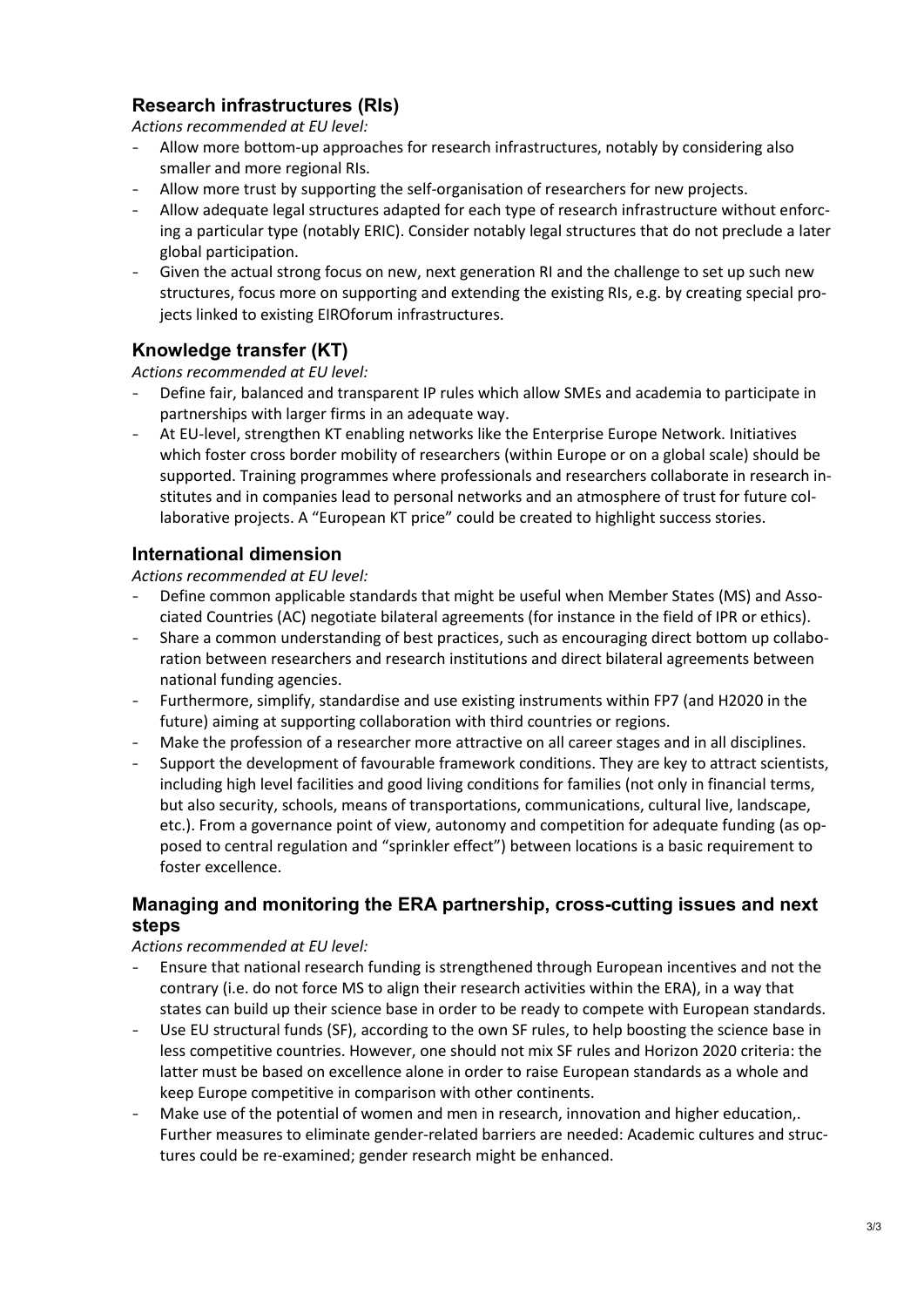## Research infrastructures (RIs)

*Actions recommended at EU level:*

- Allow more bottom-up approaches for research infrastructures, notably by considering also smaller and more regional RIs.
- Allow more trust by supporting the self-organisation of researchers for new projects.
- Allow adequate legal structures adapted for each type of research infrastructure without enforcing a particular type (notably ERIC). Consider notably legal structures that do not preclude a later global participation.
- Given the actual strong focus on new, next generation RI and the challenge to set up such new structures, focus more on supporting and extending the existing RIs, e.g. by creating special projects linked to existing EIROforum infrastructures.

## Knowledge transfer (KT)

*Actions recommended at EU level:*

- Define fair, balanced and transparent IP rules which allow SMEs and academia to participate in partnerships with larger firms in an adequate way.
- At EU-level, strengthen KT enabling networks like the Enterprise Europe Network. Initiatives which foster cross border mobility of researchers (within Europe or on a global scale) should be supported. Training programmes where professionals and researchers collaborate in research institutes and in companies lead to personal networks and an atmosphere of trust for future collaborative projects. A "European KT price" could be created to highlight success stories.

## International dimension

*Actions recommended at EU level:*

- Define common applicable standards that might be useful when Member States (MS) and Associated Countries (AC) negotiate bilateral agreements (for instance in the field of IPR or ethics).
- Share a common understanding of best practices, such as encouraging direct bottom up collaboration between researchers and research institutions and direct bilateral agreements between national funding agencies.
- Furthermore, simplify, standardise and use existing instruments within FP7 (and H2020 in the future) aiming at supporting collaboration with third countries or regions.
- Make the profession of a researcher more attractive on all career stages and in all disciplines.
- Support the development of favourable framework conditions. They are key to attract scientists, including high level facilities and good living conditions for families (not only in financial terms, but also security, schools, means of transportations, communications, cultural live, landscape, etc.). From a governance point of view, autonomy and competition for adequate funding (as opposed to central regulation and "sprinkler effect") between locations is a basic requirement to foster excellence.

## Managing and monitoring the ERA partnership, cross-cutting issues and next steps

*Actions recommended at EU level:*

- Ensure that national research funding is strengthened through European incentives and not the contrary (i.e. do not force MS to align their research activities within the ERA), in a way that states can build up their science base in order to be ready to compete with European standards.
- Use EU structural funds (SF), according to the own SF rules, to help boosting the science base in less competitive countries. However, one should not mix SF rules and Horizon 2020 criteria: the latter must be based on excellence alone in order to raise European standards as a whole and keep Europe competitive in comparison with other continents.
- Make use of the potential of women and men in research, innovation and higher education,. Further measures to eliminate gender-related barriers are needed: Academic cultures and structures could be re-examined; gender research might be enhanced.